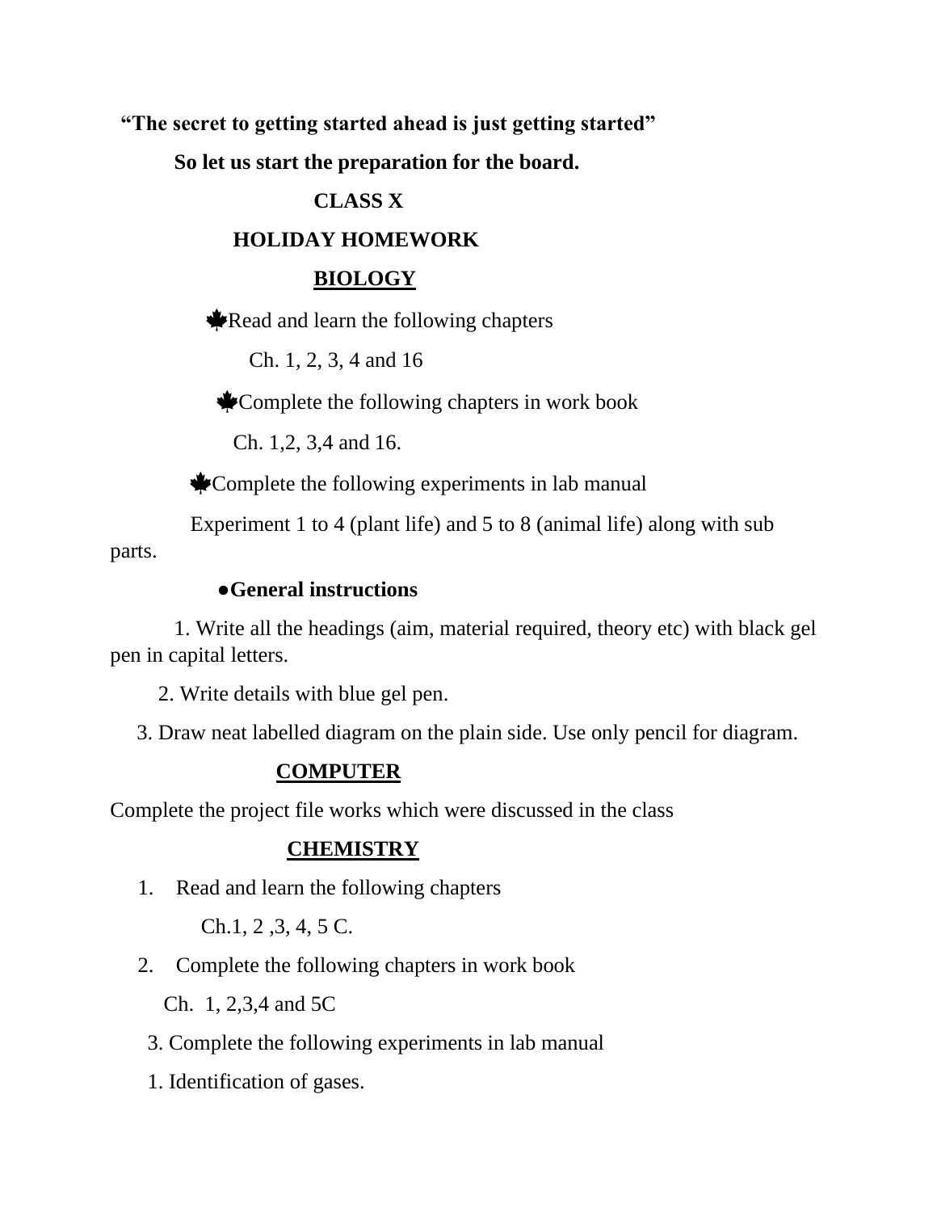**“The secret to getting started ahead is just getting started”**

**So let us start the preparation for the board.**

**CLASS X**

**HOLIDAY HOMEWORK**

## BIOLOGY

- Read and learn the following chapters

  Ch. 1, 2, 3, 4 and 16

- Complete the following chapters in work book

  Ch. 1,2, 3,4 and 16.

- Complete the following experiments in lab manual

  Experiment 1 to 4 (plant life) and 5 to 8 (animal life) along with sub parts.

**● General instructions**

1. Write all the headings (aim, material required, theory etc) with black gel pen in capital letters.
2. Write details with blue gel pen.
3. Draw neat labelled diagram on the plain side. Use only pencil for diagram.

## COMPUTER

Complete the project file works which were discussed in the class

## CHEMISTRY

1. Read and learn the following chapters

   Ch.1, 2 ,3, 4, 5 C.

2. Complete the following chapters in work book

   Ch. 1, 2,3,4 and 5C

3. Complete the following experiments in lab manual

   1. Identification of gases.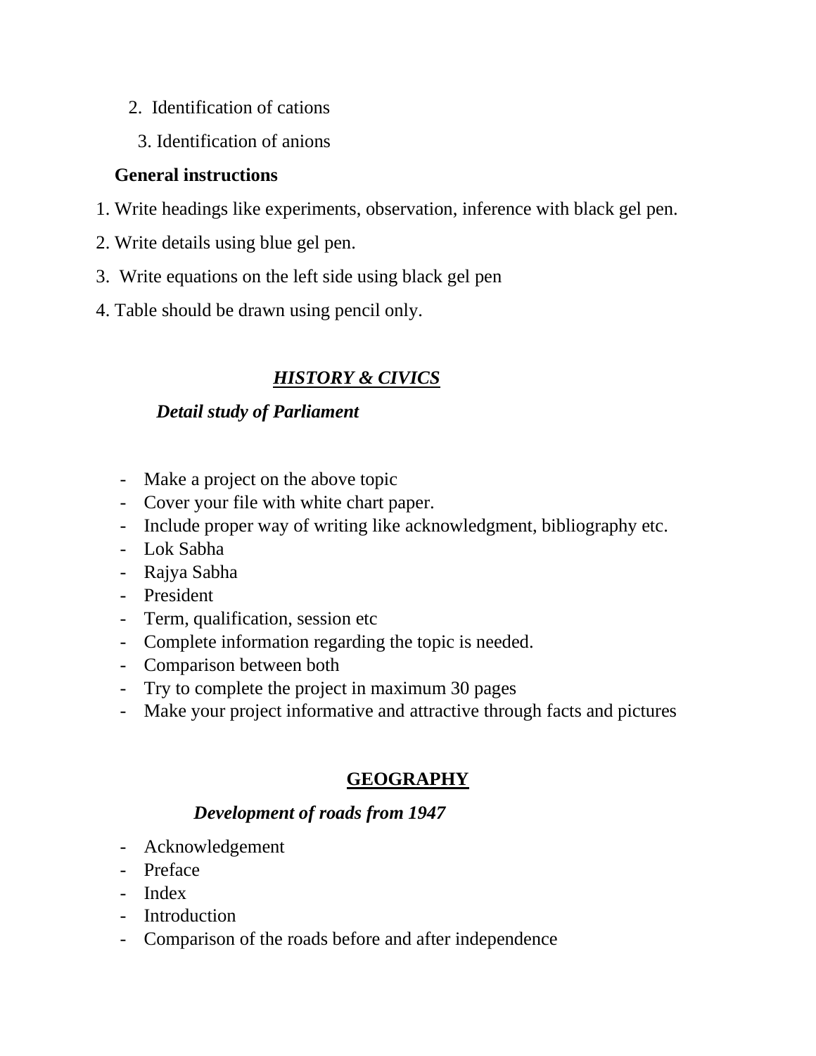2. Identification of cations
3. Identification of anions

**General instructions**

1. Write headings like experiments, observation, inference with black gel pen.
2. Write details using blue gel pen.
3. Write equations on the left side using black gel pen
4. Table should be drawn using pencil only.

## ***HISTORY & CIVICS***

***Detail study of Parliament***

- Make a project on the above topic
- Cover your file with white chart paper.
- Include proper way of writing like acknowledgment, bibliography etc.
- Lok Sabha
- Rajya Sabha
- President
- Term, qualification, session etc
- Complete information regarding the topic is needed.
- Comparison between both
- Try to complete the project in maximum 30 pages
- Make your project informative and attractive through facts and pictures

## **GEOGRAPHY**

***Development of roads from 1947***

- Acknowledgement
- Preface
- Index
- Introduction
- Comparison of the roads before and after independence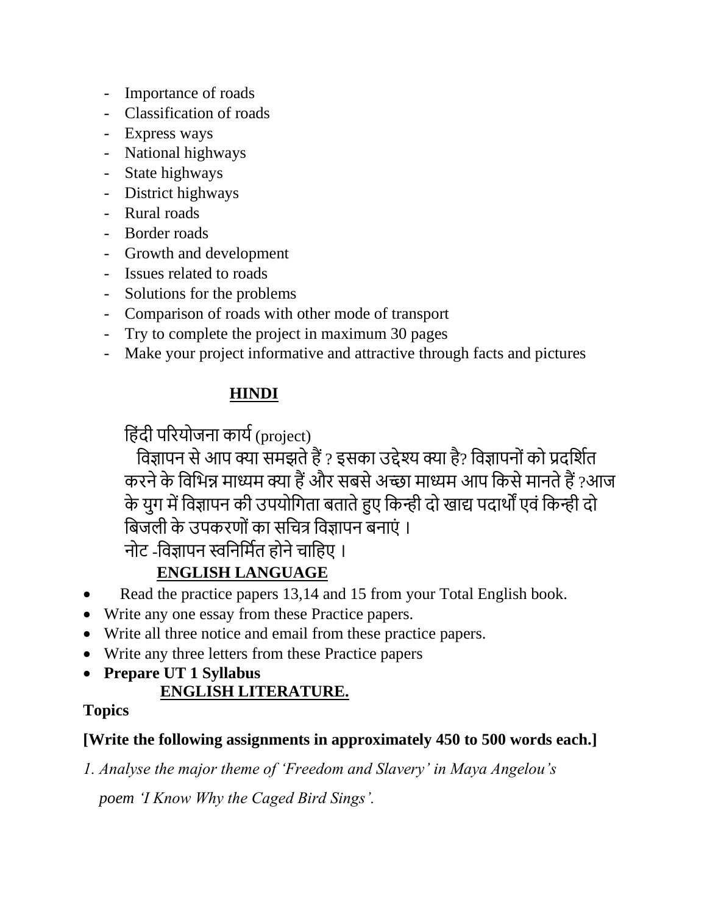- Importance of roads
- Classification of roads
- Express ways
- National highways
- State highways
- District highways
- Rural roads
- Border roads
- Growth and development
- Issues related to roads
- Solutions for the problems
- Comparison of roads with other mode of transport
- Try to complete the project in maximum 30 pages
- Make your project informative and attractive through facts and pictures

## HINDI

हिंदी परियोजना कार्य (project)

विज्ञापन से आप क्या समझते हैं ? इसका उद्देश्य क्या है? विज्ञापनों को प्रदर्शित करने के विभिन्न माध्यम क्या हैं और सबसे अच्छा माध्यम आप किसे मानते हैं ?आज के युग में विज्ञापन की उपयोगिता बताते हुए किन्ही दो खाद्य पदार्थों एवं किन्ही दो बिजली के उपकरणों का सचित्र विज्ञापन बनाएं ।

नोट -विज्ञापन स्वनिर्मित होने चाहिए ।

## ENGLISH LANGUAGE

- Read the practice papers 13,14 and 15 from your Total English book.
- Write any one essay from these Practice papers.
- Write all three notice and email from these practice papers.
- Write any three letters from these Practice papers
- **Prepare UT 1 Syllabus**

## ENGLISH LITERATURE.

**Topics**

**[Write the following assignments in approximately 450 to 500 words each.]**

*1. Analyse the major theme of 'Freedom and Slavery' in Maya Angelou's poem 'I Know Why the Caged Bird Sings'.*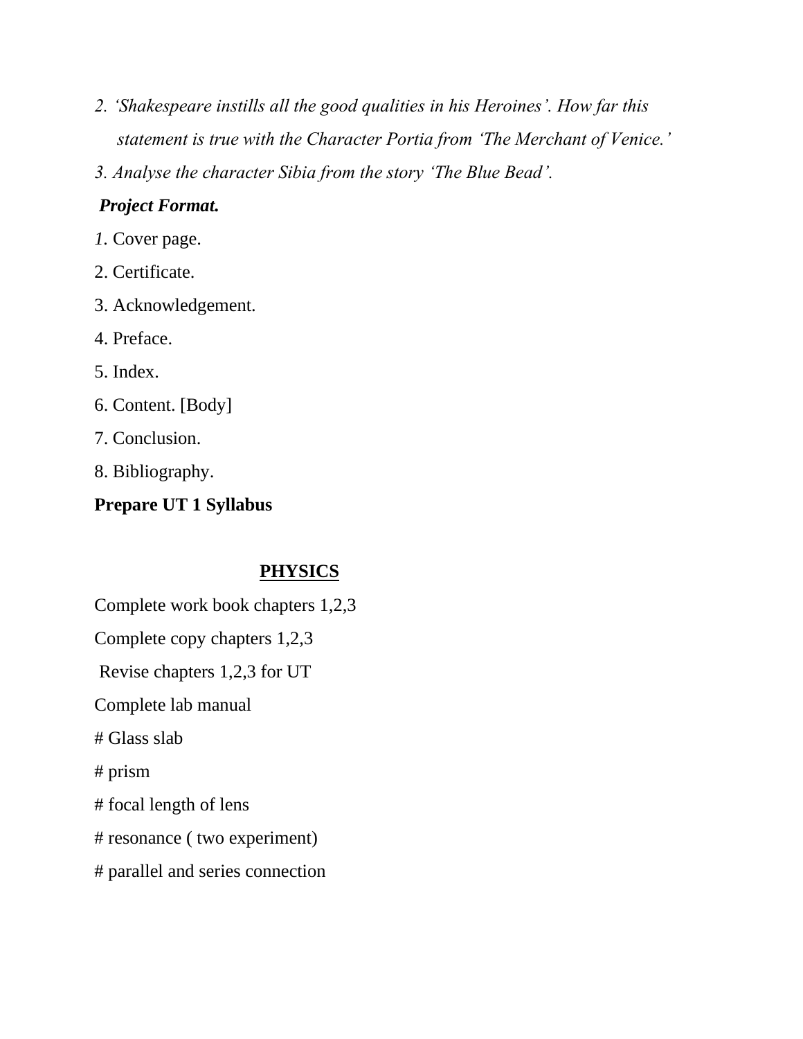*2. 'Shakespeare instills all the good qualities in his Heroines'. How far this statement is true with the Character Portia from 'The Merchant of Venice.'*

*3. Analyse the character Sibia from the story 'The Blue Bead'.*

***Project Format.***

*1*. Cover page.

2. Certificate.

3. Acknowledgement.

4. Preface.

5. Index.

6. Content. [Body]

7. Conclusion.

8. Bibliography.

**Prepare UT 1 Syllabus**

## PHYSICS

Complete work book chapters 1,2,3

Complete copy chapters 1,2,3

Revise chapters 1,2,3 for UT

Complete lab manual

# Glass slab

# prism

# focal length of lens

# resonance ( two experiment)

# parallel and series connection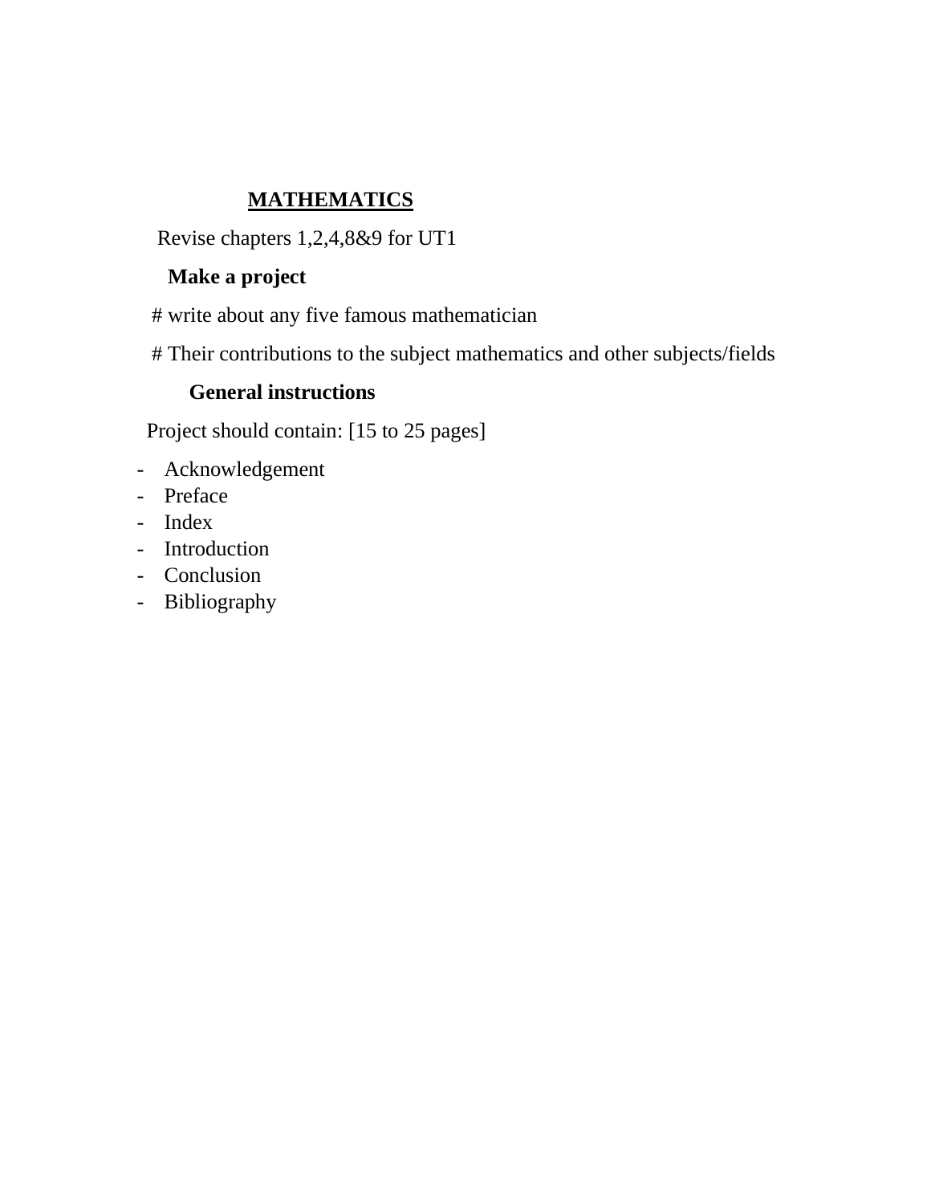## MATHEMATICS

Revise chapters 1,2,4,8&9 for UT1

**Make a project**

# write about any five famous mathematician

# Their contributions to the subject mathematics and other subjects/fields

**General instructions**

Project should contain: [15 to 25 pages]

- Acknowledgement
- Preface
- Index
- Introduction
- Conclusion
- Bibliography